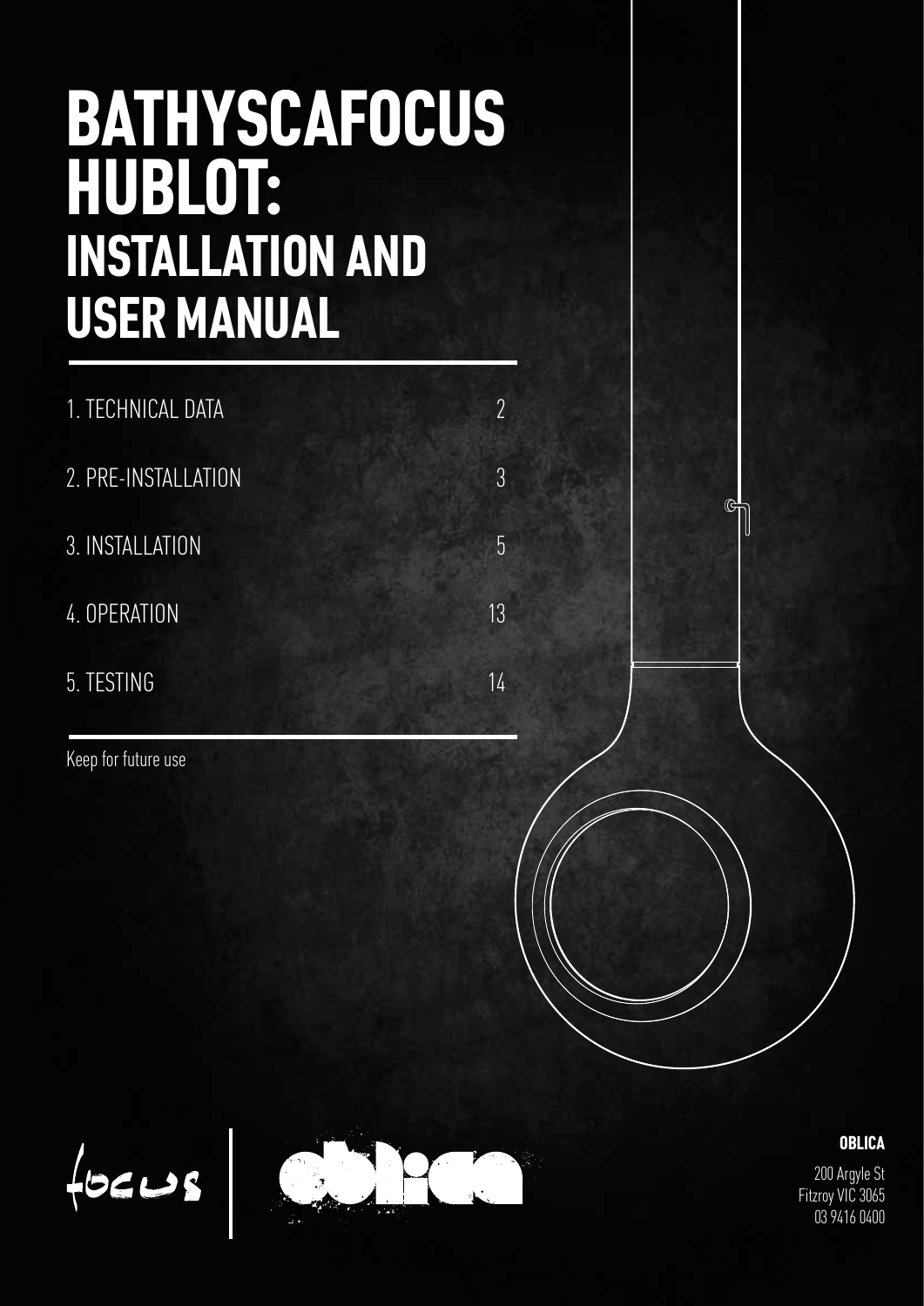# BATHYSCAFOCUS HUBLOT:
## INSTALLATION AND USER MANUAL

| | |
|---|---|
| 1. TECHNICAL DATA | 2 |
| 2. PRE-INSTALLATION | 3 |
| 3. INSTALLATION | 5 |
| 4. OPERATION | 13 |
| 5. TESTING | 14 |

Keep for future use

**OBLICA**

200 Argyle St
Fitzroy VIC 3065
03 9416 0400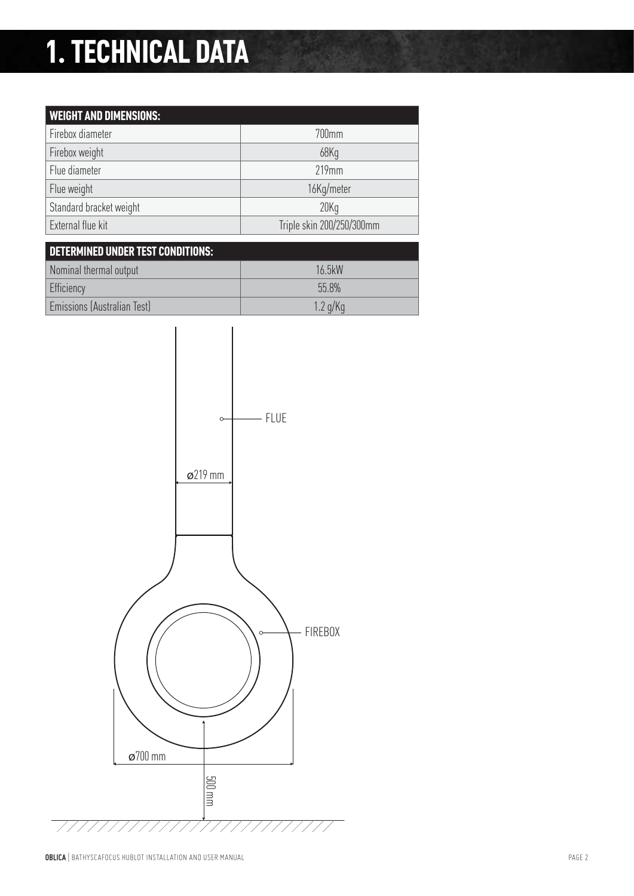# 1. TECHNICAL DATA

| WEIGHT AND DIMENSIONS: | |
|---|---|
| Firebox diameter | 700mm |
| Firebox weight | 68Kg |
| Flue diameter | 219mm |
| Flue weight | 16Kg/meter |
| Standard bracket weight | 20Kg |
| External flue kit | Triple skin 200/250/300mm |

| DETERMINED UNDER TEST CONDITIONS: | |
|---|---|
| Nominal thermal output | 16.5kW |
| Efficiency | 55.8% |
| Emissions (Australian Test) | 1.2 g/Kg |

FLUE

ø219 mm

FIREBOX

ø700 mm

500 mm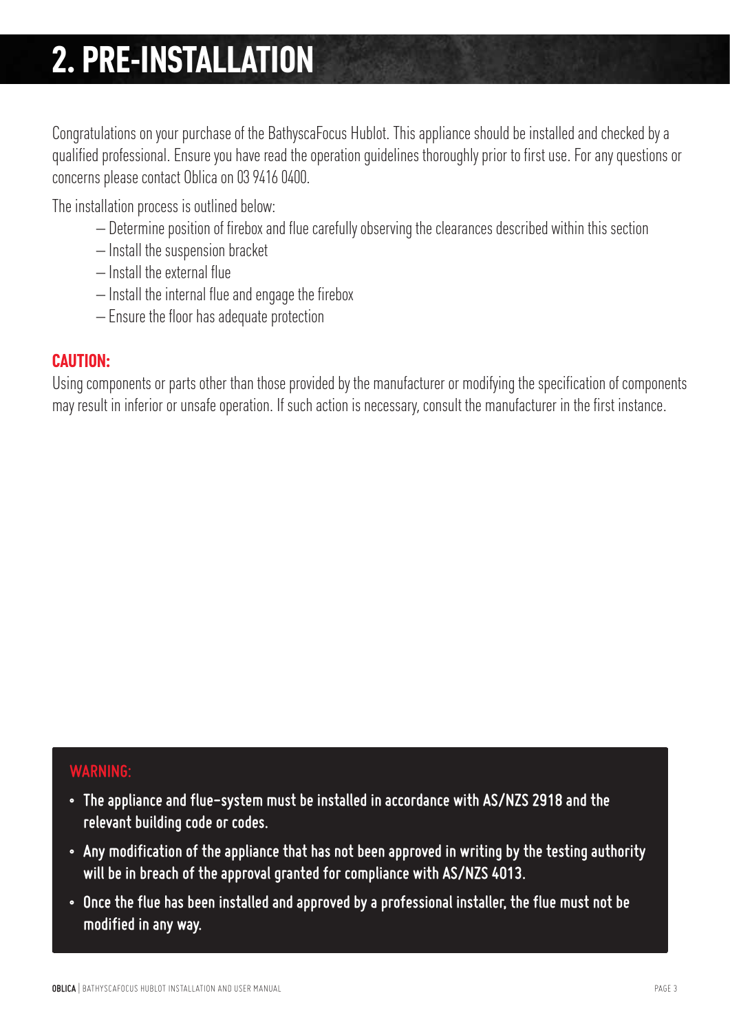# 2. PRE-INSTALLATION

Congratulations on your purchase of the BathyscaFocus Hublot. This appliance should be installed and checked by a qualified professional. Ensure you have read the operation guidelines thoroughly prior to first use. For any questions or concerns please contact Oblica on 03 9416 0400.

The installation process is outlined below:

- Determine position of firebox and flue carefully observing the clearances described within this section
- Install the suspension bracket
- Install the external flue
- Install the internal flue and engage the firebox
- Ensure the floor has adequate protection

**CAUTION:**

Using components or parts other than those provided by the manufacturer or modifying the specification of components may result in inferior or unsafe operation. If such action is necessary, consult the manufacturer in the first instance.

**WARNING:**

- **The appliance and flue-system must be installed in accordance with AS/NZS 2918 and the relevant building code or codes.**
- **Any modification of the appliance that has not been approved in writing by the testing authority will be in breach of the approval granted for compliance with AS/NZS 4013.**
- **Once the flue has been installed and approved by a professional installer, the flue must not be modified in any way.**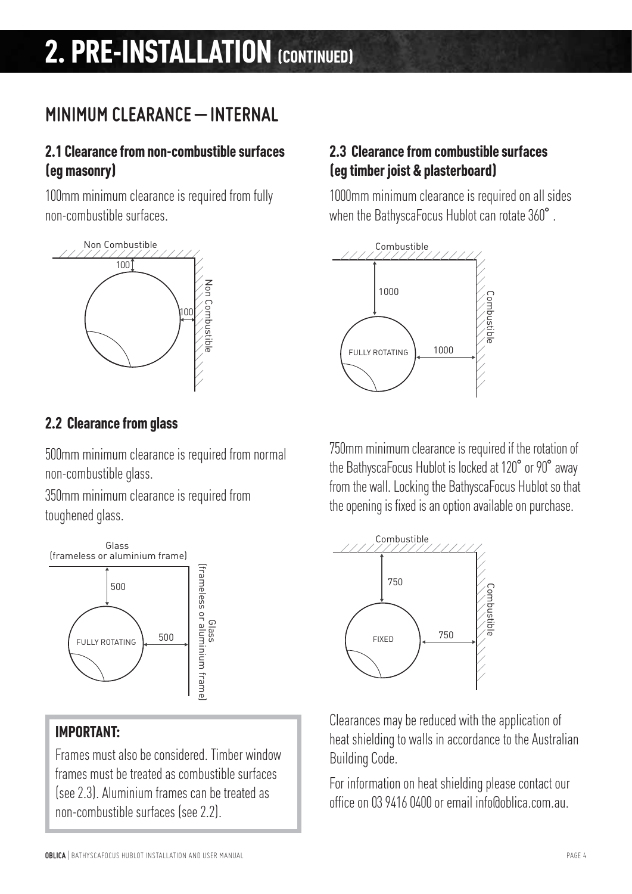# 2. PRE-INSTALLATION (CONTINUED)

## MINIMUM CLEARANCE — INTERNAL

### 2.1 Clearance from non-combustible surfaces (eg masonry)

100mm minimum clearance is required from fully non-combustible surfaces.

### 2.2 Clearance from glass

500mm minimum clearance is required from normal non-combustible glass.

350mm minimum clearance is required from toughened glass.

**IMPORTANT:**

Frames must also be considered. Timber window frames must be treated as combustible surfaces (see 2.3). Aluminium frames can be treated as non-combustible surfaces (see 2.2).

### 2.3 Clearance from combustible surfaces (eg timber joist & plasterboard)

1000mm minimum clearance is required on all sides when the BathyscaFocus Hublot can rotate 360°.

750mm minimum clearance is required if the rotation of the BathyscaFocus Hublot is locked at 120° or 90° away from the wall. Locking the BathyscaFocus Hublot so that the opening is fixed is an option available on purchase.

Clearances may be reduced with the application of heat shielding to walls in accordance to the Australian Building Code.

For information on heat shielding please contact our office on 03 9416 0400 or email info@oblica.com.au.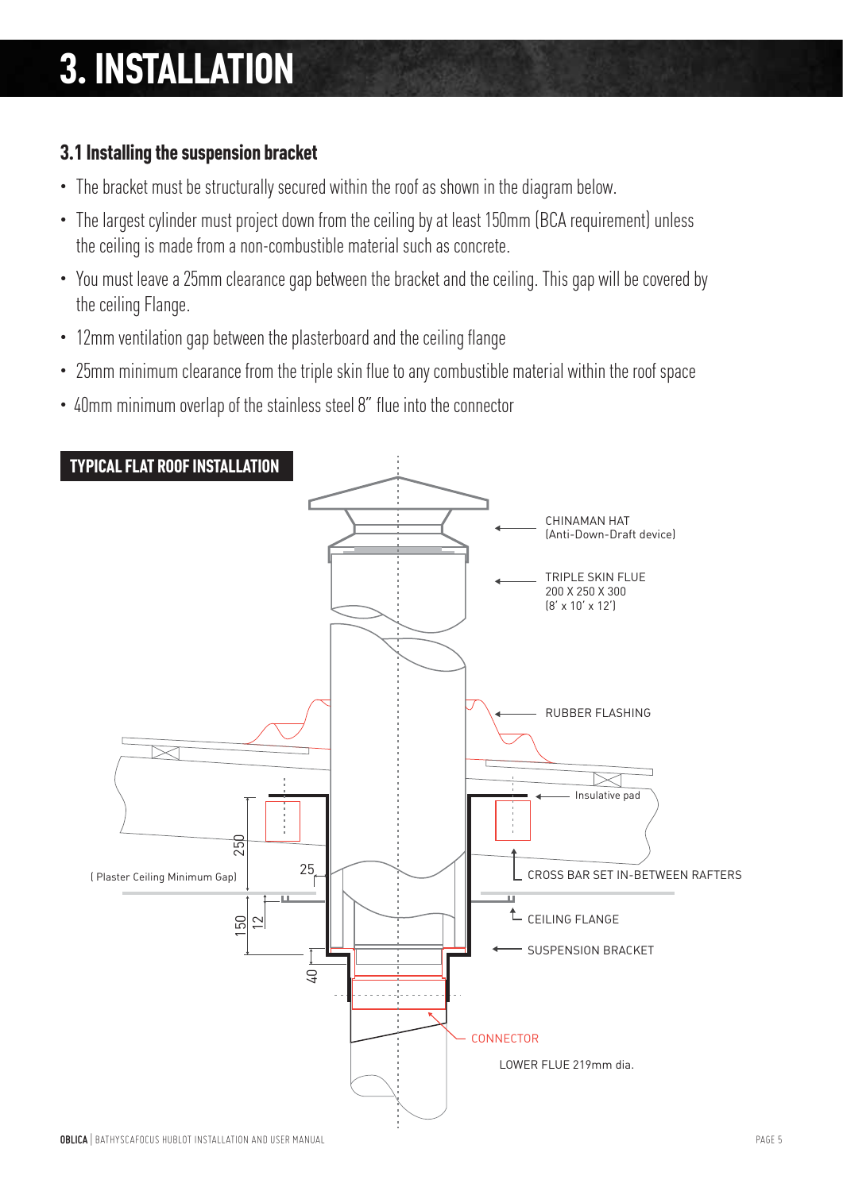# 3. INSTALLATION

## 3.1 Installing the suspension bracket

- The bracket must be structurally secured within the roof as shown in the diagram below.
- The largest cylinder must project down from the ceiling by at least 150mm (BCA requirement) unless the ceiling is made from a non-combustible material such as concrete.
- You must leave a 25mm clearance gap between the bracket and the ceiling. This gap will be covered by the ceiling Flange.
- 12mm ventilation gap between the plasterboard and the ceiling flange
- 25mm minimum clearance from the triple skin flue to any combustible material within the roof space
- 40mm minimum overlap of the stainless steel 8" flue into the connector

**TYPICAL FLAT ROOF INSTALLATION**

CHINAMAN HAT (Anti-Down-Draft device)

TRIPLE SKIN FLUE 200 X 250 X 300 (8' x 10' x 12')

RUBBER FLASHING

Insulative pad

CROSS BAR SET IN-BETWEEN RAFTERS

CEILING FLANGE

SUSPENSION BRACKET

CONNECTOR

LOWER FLUE 219mm dia.

(Plaster Ceiling Minimum Gap)

250

25

150

12

40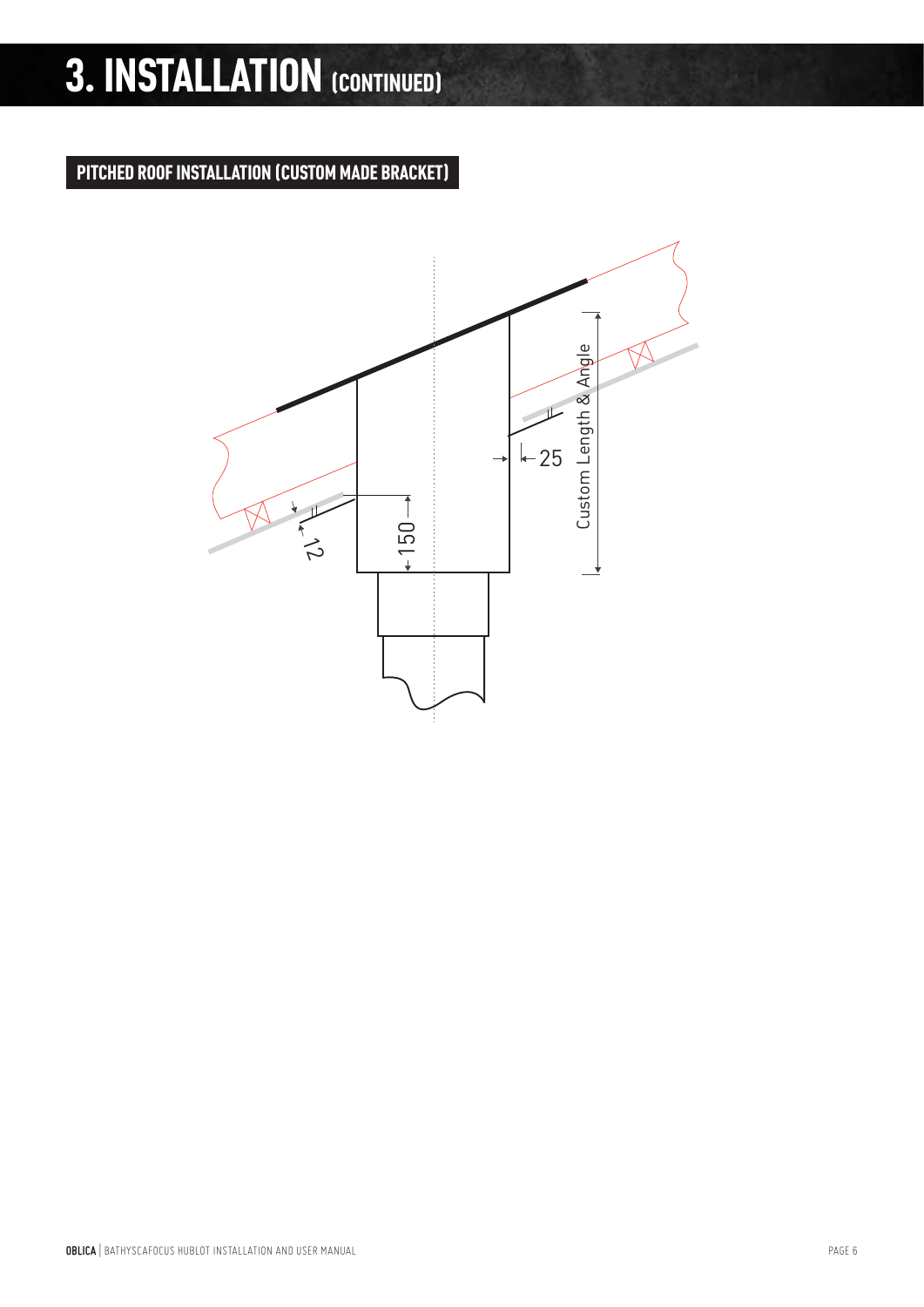# 3. INSTALLATION (CONTINUED)

## PITCHED ROOF INSTALLATION (CUSTOM MADE BRACKET)

Custom Length & Angle

25

150

12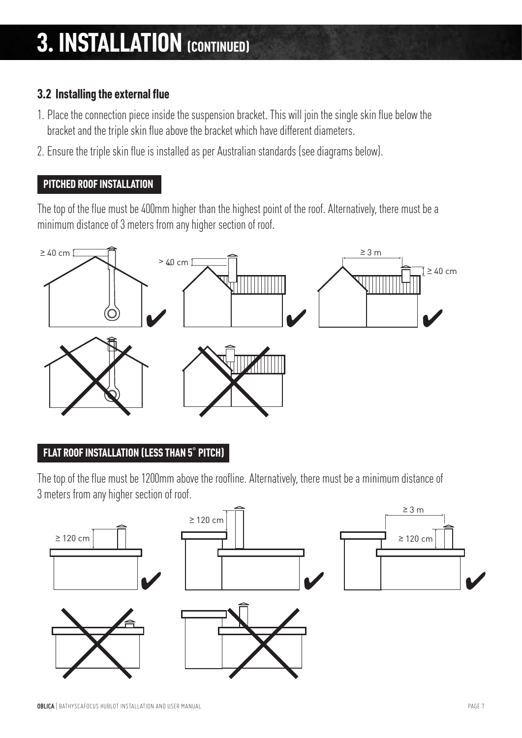# 3. INSTALLATION (CONTINUED)

### 3.2 Installing the external flue

1. Place the connection piece inside the suspension bracket. This will join the single skin flue below the bracket and the triple skin flue above the bracket which have different diameters.
2. Ensure the triple skin flue is installed as per Australian standards (see diagrams below).

#### PITCHED ROOF INSTALLATION

The top of the flue must be 400mm higher than the highest point of the roof. Alternatively, there must be a minimum distance of 3 meters from any higher section of roof.

#### FLAT ROOF INSTALLATION (LESS THAN 5° PITCH)

The top of the flue must be 1200mm above the roofline. Alternatively, there must be a minimum distance of 3 meters from any higher section of roof.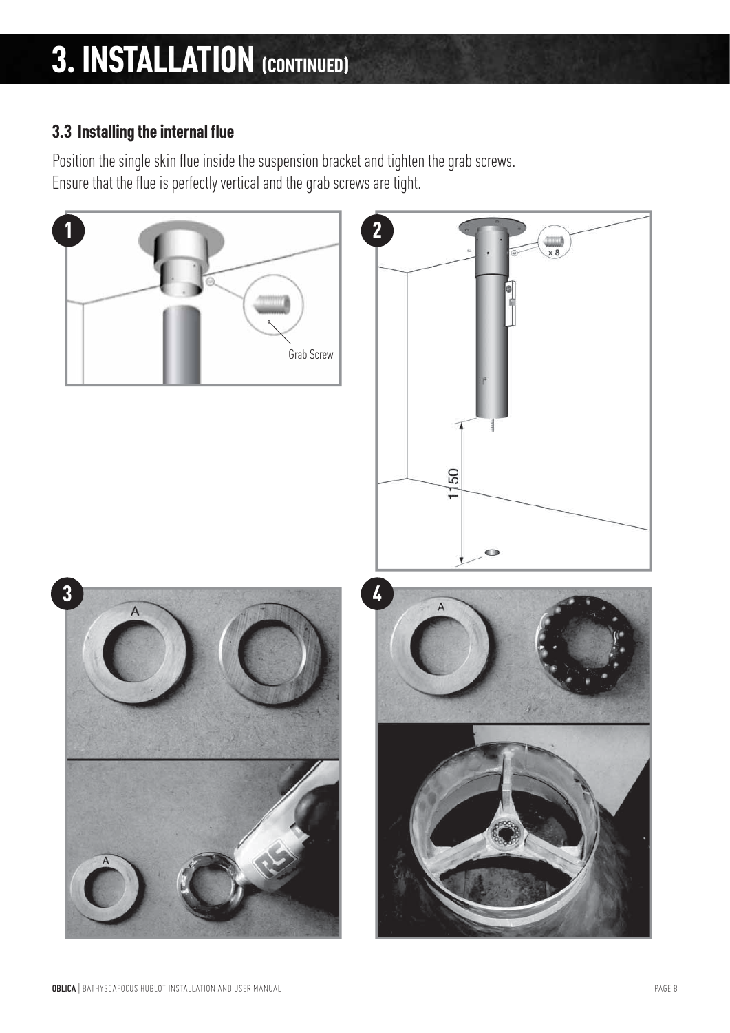# 3. INSTALLATION (CONTINUED)

### 3.3 Installing the internal flue

Position the single skin flue inside the suspension bracket and tighten the grab screws.
Ensure that the flue is perfectly vertical and the grab screws are tight.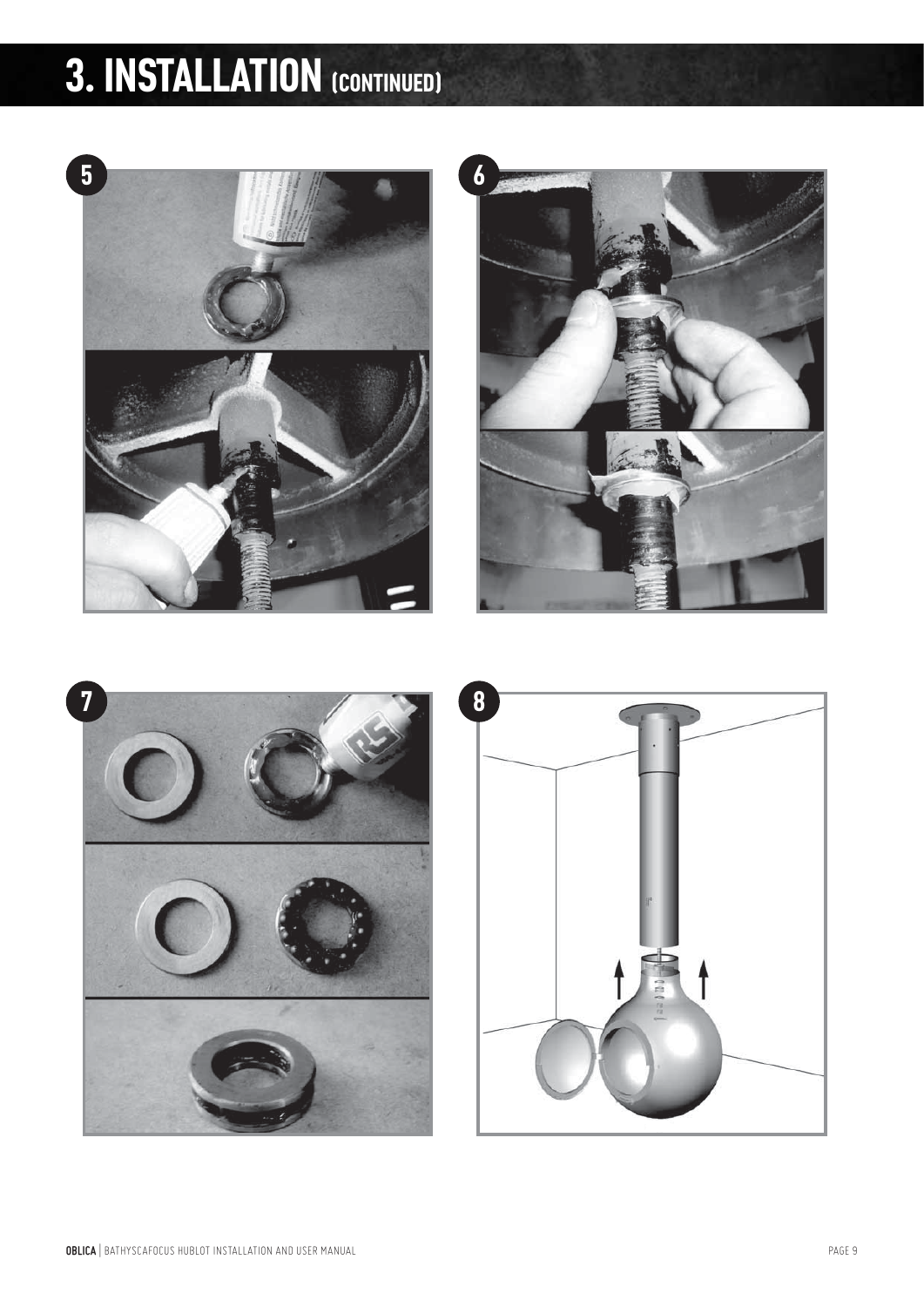# 3. INSTALLATION (CONTINUED)

5

6

7

8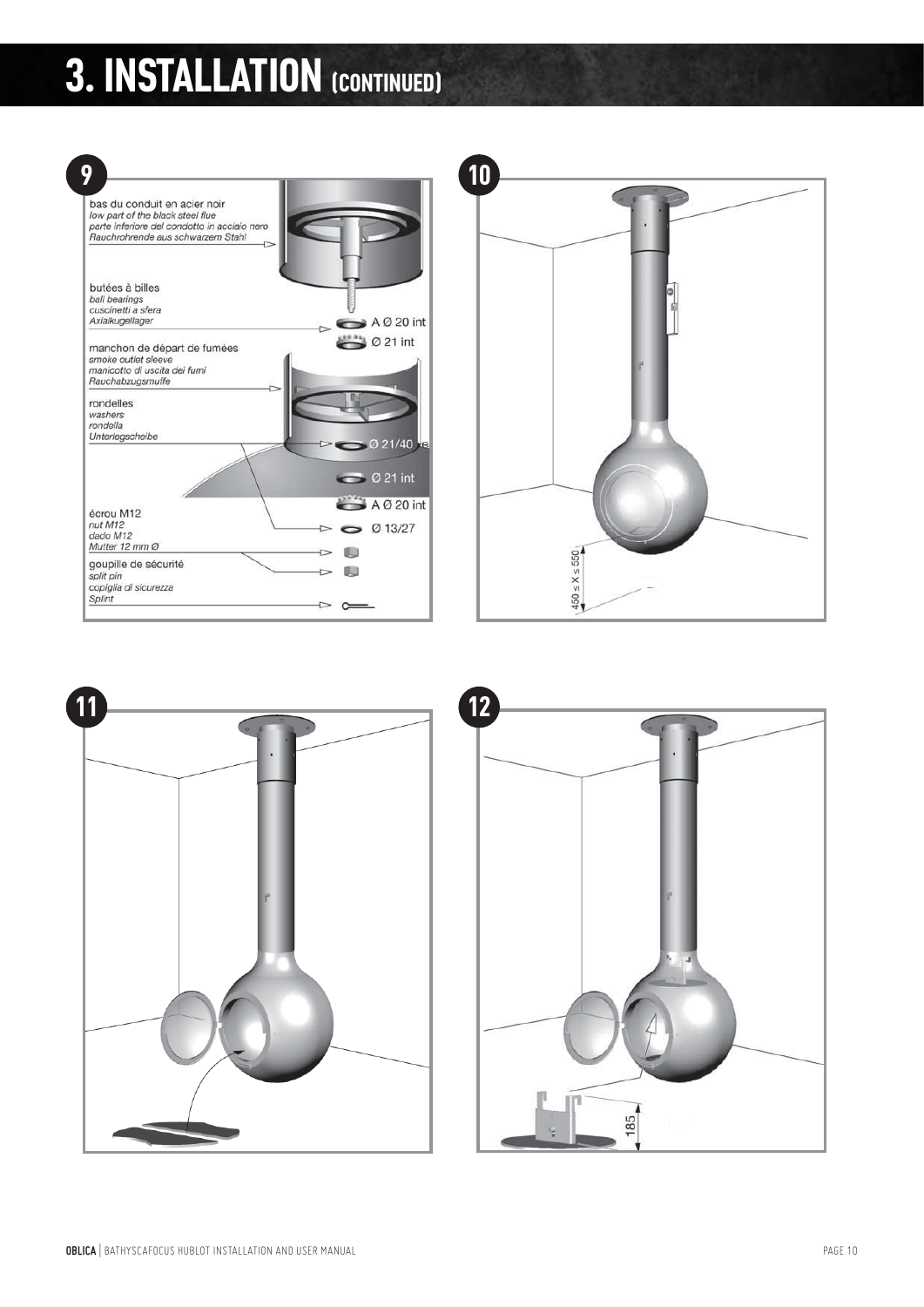# 3. INSTALLATION (CONTINUED)

**9**

bas du conduit en acier noir
*low part of the black steel flue*
*parte inferiore del condotto in acciaio nero*
*Rauchrohrende aus schwarzem Stahl*

butées à billes
*ball bearings*
*cuscinetti a sfera*
*Axialkugellager*

A Ø 20 int

Ø 21 int

manchon de départ de fumées
*smoke outlet sleeve*
*manicotto di uscita dei fumi*
*Rauchabzugsmuffe*

rondelles
*washers*
*rondella*
*Unterlegscheibe*

Ø 21/40

Ø 21 int

A Ø 20 int

écrou M12
*nut M12*
*dado M12*
*Mutter 12 mm Ø*

Ø 13/27

goupille de sécurité
*split pin*
*copiglia di sicurezza*
*Splint*

**10**

450 ≤ X ≤ 550

**11**

**12**

185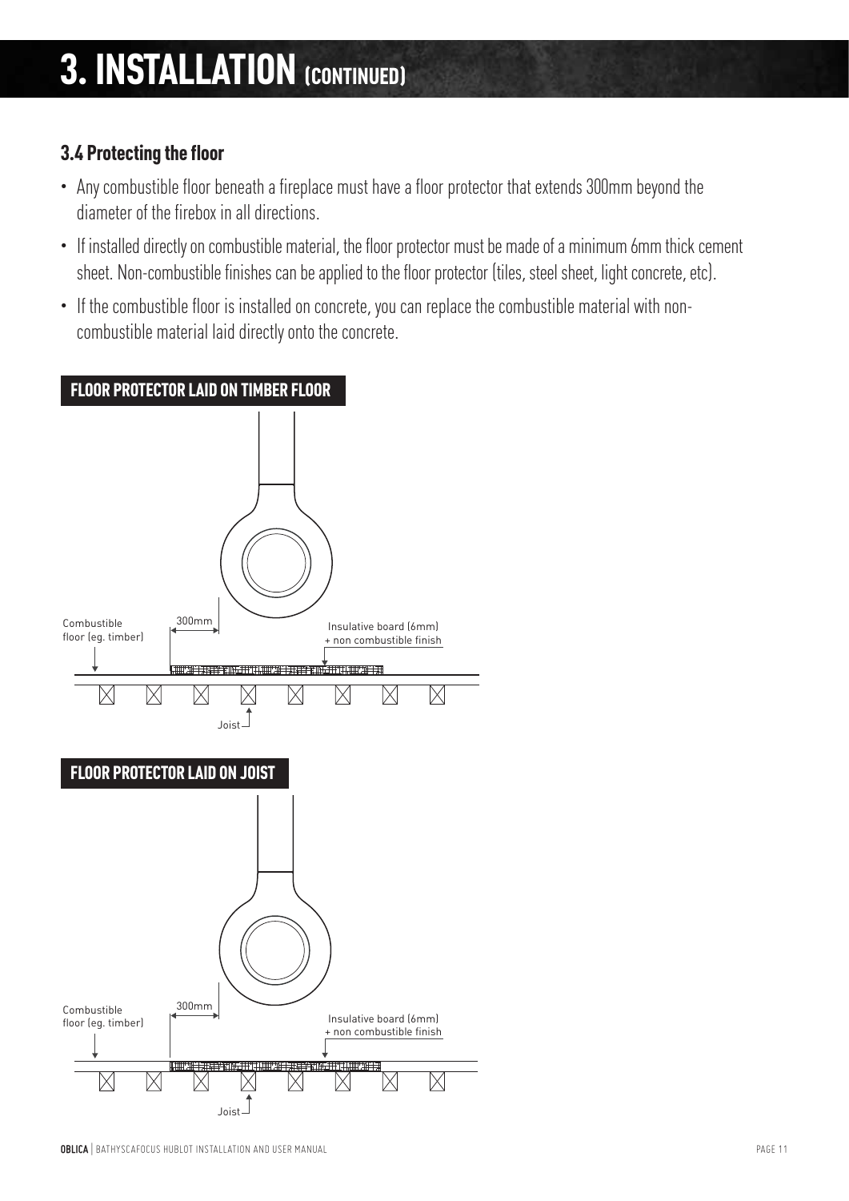# 3. INSTALLATION (CONTINUED)

### 3.4 Protecting the floor

- Any combustible floor beneath a fireplace must have a floor protector that extends 300mm beyond the diameter of the firebox in all directions.
- If installed directly on combustible material, the floor protector must be made of a minimum 6mm thick cement sheet. Non-combustible finishes can be applied to the floor protector (tiles, steel sheet, light concrete, etc).
- If the combustible floor is installed on concrete, you can replace the combustible material with non-combustible material laid directly onto the concrete.

**FLOOR PROTECTOR LAID ON TIMBER FLOOR**

Combustible floor (eg. timber)

300mm

Insulative board (6mm) + non combustible finish

Joist

**FLOOR PROTECTOR LAID ON JOIST**

Combustible floor (eg. timber)

300mm

Insulative board (6mm) + non combustible finish

Joist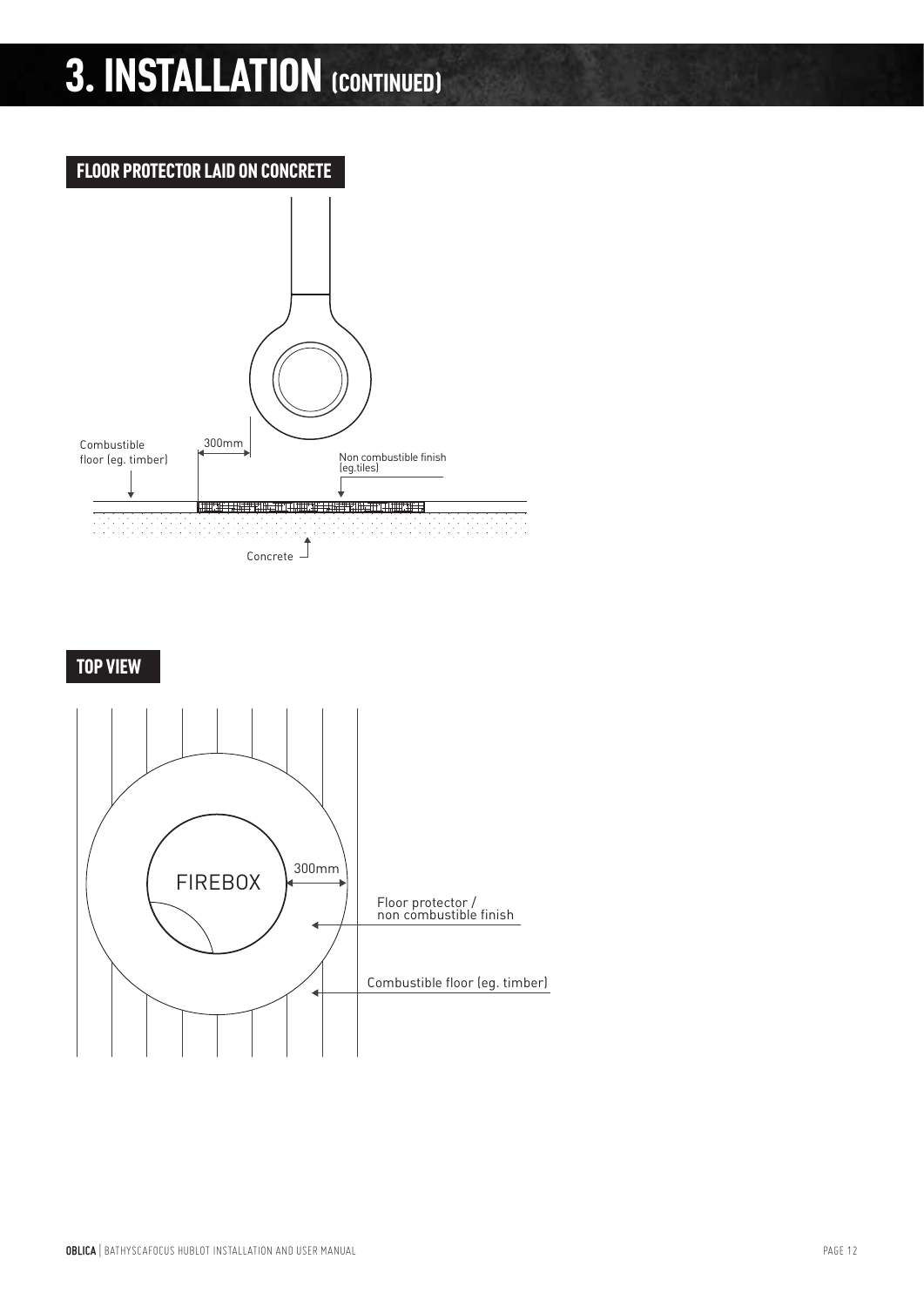# 3. INSTALLATION (CONTINUED)

## FLOOR PROTECTOR LAID ON CONCRETE

Combustible floor (eg. timber)

300mm

Non combustible finish (eg.tiles)

Concrete

## TOP VIEW

FIREBOX

300mm

Floor protector / non combustible finish

Combustible floor (eg. timber)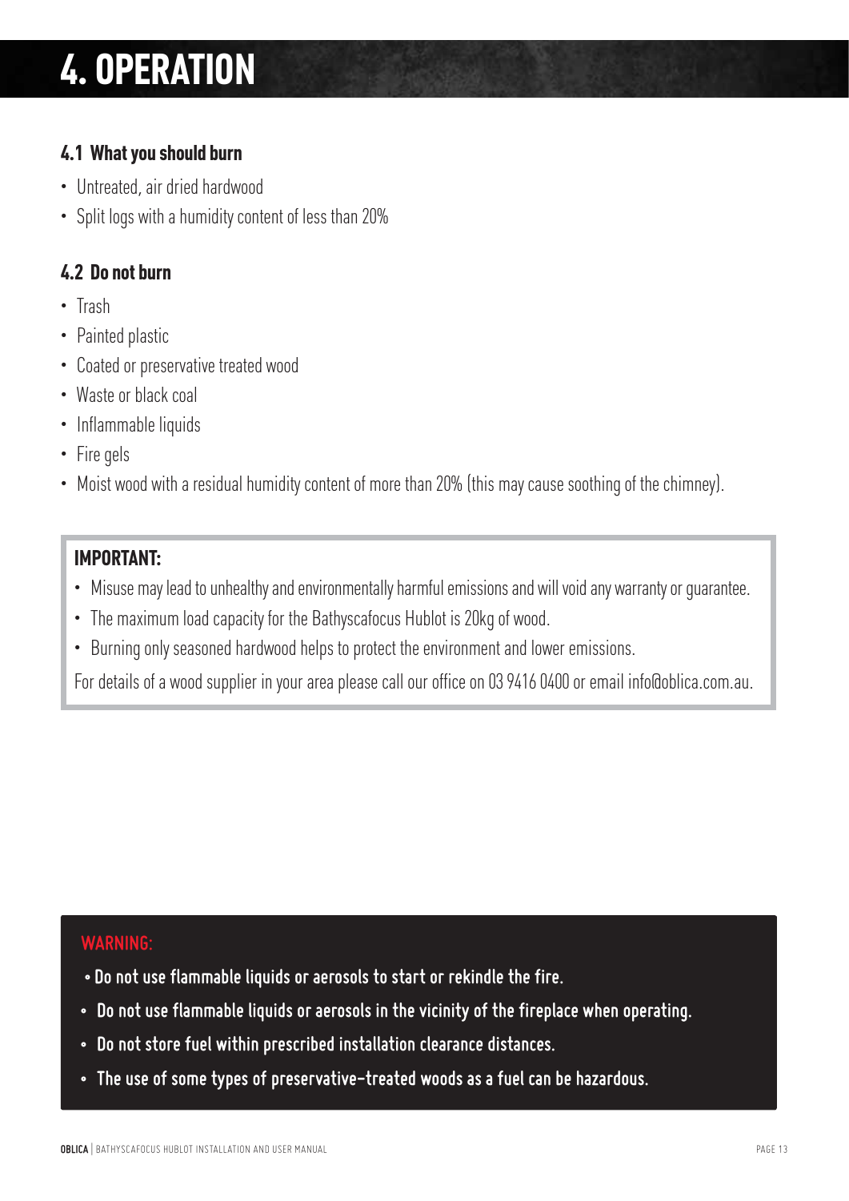# 4. OPERATION

### 4.1 What you should burn

- Untreated, air dried hardwood
- Split logs with a humidity content of less than 20%

### 4.2 Do not burn

- Trash
- Painted plastic
- Coated or preservative treated wood
- Waste or black coal
- Inflammable liquids
- Fire gels
- Moist wood with a residual humidity content of more than 20% (this may cause soothing of the chimney).

**IMPORTANT:**

- Misuse may lead to unhealthy and environmentally harmful emissions and will void any warranty or guarantee.
- The maximum load capacity for the Bathyscafocus Hublot is 20kg of wood.
- Burning only seasoned hardwood helps to protect the environment and lower emissions.

For details of a wood supplier in your area please call our office on 03 9416 0400 or email info@oblica.com.au.

**WARNING:**

- **Do not use flammable liquids or aerosols to start or rekindle the fire.**
- **Do not use flammable liquids or aerosols in the vicinity of the fireplace when operating.**
- **Do not store fuel within prescribed installation clearance distances.**
- **The use of some types of preservative-treated woods as a fuel can be hazardous.**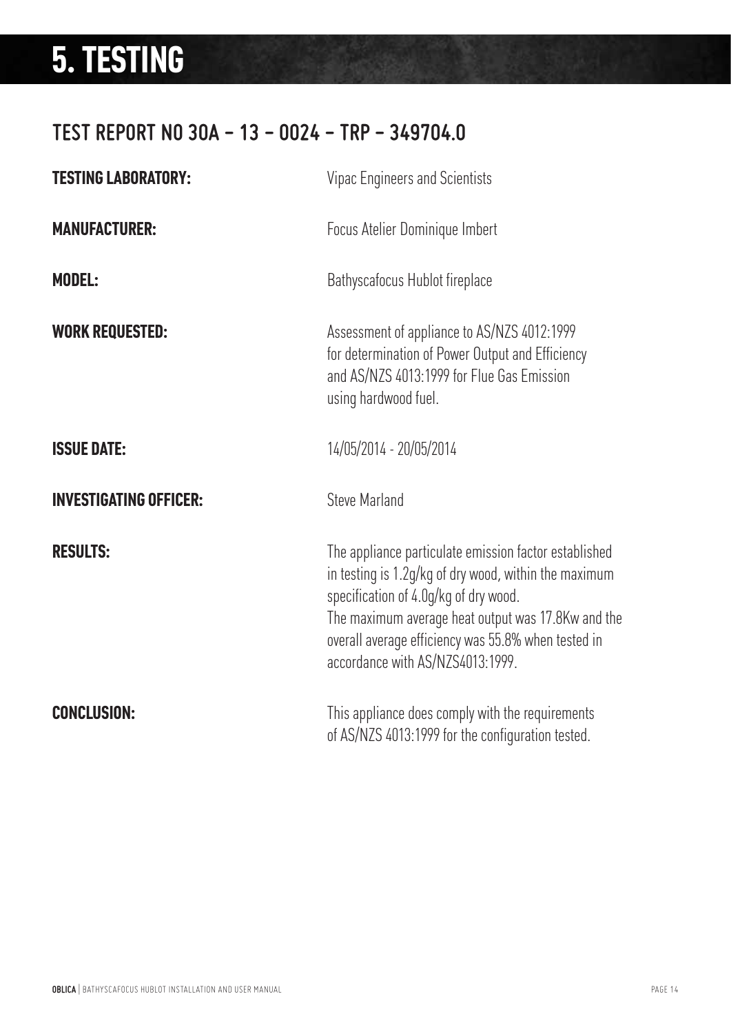# 5. TESTING

## TEST REPORT NO 30A – 13 – 0024 – TRP – 349704.0

| | |
|---|---|
| **TESTING LABORATORY:** | Vipac Engineers and Scientists |
| **MANUFACTURER:** | Focus Atelier Dominique Imbert |
| **MODEL:** | Bathyscafocus Hublot fireplace |
| **WORK REQUESTED:** | Assessment of appliance to AS/NZS 4012:1999 for determination of Power Output and Efficiency and AS/NZS 4013:1999 for Flue Gas Emission using hardwood fuel. |
| **ISSUE DATE:** | 14/05/2014 - 20/05/2014 |
| **INVESTIGATING OFFICER:** | Steve Marland |
| **RESULTS:** | The appliance particulate emission factor established in testing is 1.2g/kg of dry wood, within the maximum specification of 4.0g/kg of dry wood. The maximum average heat output was 17.8Kw and the overall average efficiency was 55.8% when tested in accordance with AS/NZS4013:1999. |
| **CONCLUSION:** | This appliance does comply with the requirements of AS/NZS 4013:1999 for the configuration tested. |